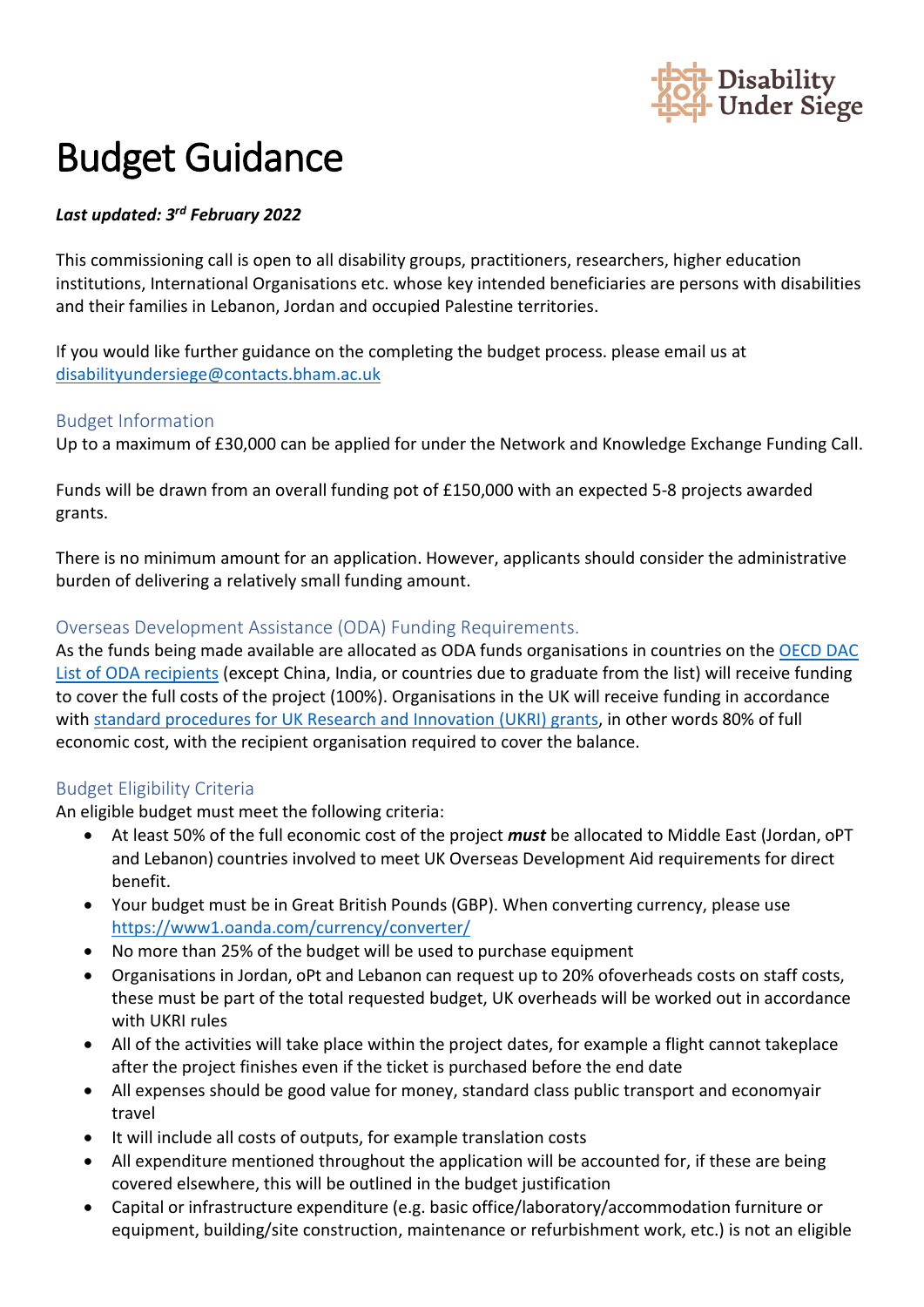# Budget Guidance

***Last updated: 3rd February 2022***

This commissioning call is open to all disability groups, practitioners, researchers, higher education institutions, International Organisations etc. whose key intended beneficiaries are persons with disabilities and their families in Lebanon, Jordan and occupied Palestine territories.

If you would like further guidance on the completing the budget process. please email us at [disabilityundersiege@contacts.bham.ac.uk](mailto:disabilityundersiege@contacts.bham.ac.uk)

## Budget Information

Up to a maximum of £30,000 can be applied for under the Network and Knowledge Exchange Funding Call.

Funds will be drawn from an overall funding pot of £150,000 with an expected 5-8 projects awarded grants.

There is no minimum amount for an application. However, applicants should consider the administrative burden of delivering a relatively small funding amount.

## Overseas Development Assistance (ODA) Funding Requirements.

As the funds being made available are allocated as ODA funds organisations in countries on the OECD DAC List of ODA recipients (except China, India, or countries due to graduate from the list) will receive funding to cover the full costs of the project (100%). Organisations in the UK will receive funding in accordance with standard procedures for UK Research and Innovation (UKRI) grants, in other words 80% of full economic cost, with the recipient organisation required to cover the balance.

## Budget Eligibility Criteria

An eligible budget must meet the following criteria:

- At least 50% of the full economic cost of the project ***must*** be allocated to Middle East (Jordan, oPT and Lebanon) countries involved to meet UK Overseas Development Aid requirements for direct benefit.
- Your budget must be in Great British Pounds (GBP). When converting currency, please use https://www1.oanda.com/currency/converter/
- No more than 25% of the budget will be used to purchase equipment
- Organisations in Jordan, oPt and Lebanon can request up to 20% ofoverheads costs on staff costs, these must be part of the total requested budget, UK overheads will be worked out in accordance with UKRI rules
- All of the activities will take place within the project dates, for example a flight cannot takeplace after the project finishes even if the ticket is purchased before the end date
- All expenses should be good value for money, standard class public transport and economyair travel
- It will include all costs of outputs, for example translation costs
- All expenditure mentioned throughout the application will be accounted for, if these are being covered elsewhere, this will be outlined in the budget justification
- Capital or infrastructure expenditure (e.g. basic office/laboratory/accommodation furniture or equipment, building/site construction, maintenance or refurbishment work, etc.) is not an eligible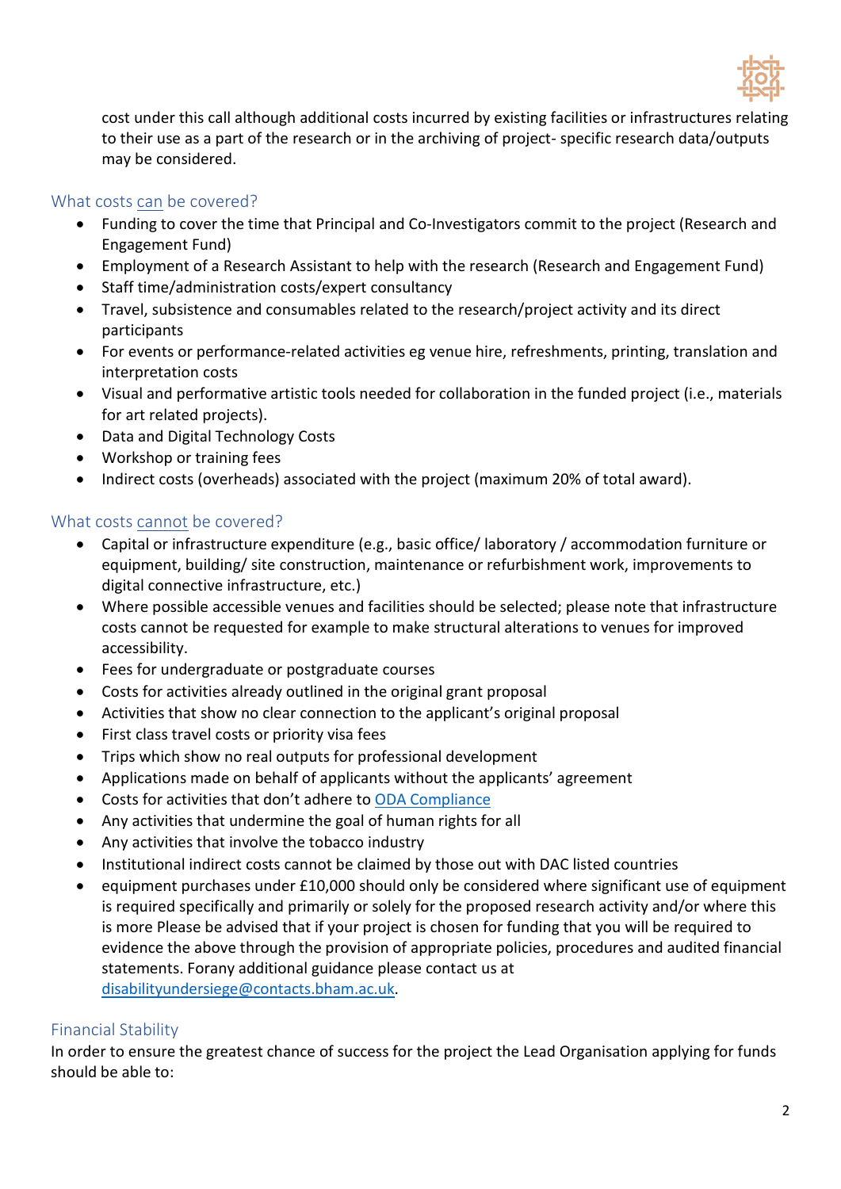cost under this call although additional costs incurred by existing facilities or infrastructures relating to their use as a part of the research or in the archiving of project- specific research data/outputs may be considered.

## What costs can be covered?

- Funding to cover the time that Principal and Co-Investigators commit to the project (Research and Engagement Fund)
- Employment of a Research Assistant to help with the research (Research and Engagement Fund)
- Staff time/administration costs/expert consultancy
- Travel, subsistence and consumables related to the research/project activity and its direct participants
- For events or performance-related activities eg venue hire, refreshments, printing, translation and interpretation costs
- Visual and performative artistic tools needed for collaboration in the funded project (i.e., materials for art related projects).
- Data and Digital Technology Costs
- Workshop or training fees
- Indirect costs (overheads) associated with the project (maximum 20% of total award).

## What costs cannot be covered?

- Capital or infrastructure expenditure (e.g., basic office/ laboratory / accommodation furniture or equipment, building/ site construction, maintenance or refurbishment work, improvements to digital connective infrastructure, etc.)
- Where possible accessible venues and facilities should be selected; please note that infrastructure costs cannot be requested for example to make structural alterations to venues for improved accessibility.
- Fees for undergraduate or postgraduate courses
- Costs for activities already outlined in the original grant proposal
- Activities that show no clear connection to the applicant's original proposal
- First class travel costs or priority visa fees
- Trips which show no real outputs for professional development
- Applications made on behalf of applicants without the applicants' agreement
- Costs for activities that don't adhere to [ODA Compliance]
- Any activities that undermine the goal of human rights for all
- Any activities that involve the tobacco industry
- Institutional indirect costs cannot be claimed by those out with DAC listed countries
- equipment purchases under £10,000 should only be considered where significant use of equipment is required specifically and primarily or solely for the proposed research activity and/or where this is more Please be advised that if your project is chosen for funding that you will be required to evidence the above through the provision of appropriate policies, procedures and audited financial statements. Forany additional guidance please contact us at disabilityundersiege@contacts.bham.ac.uk.

## Financial Stability

In order to ensure the greatest chance of success for the project the Lead Organisation applying for funds should be able to: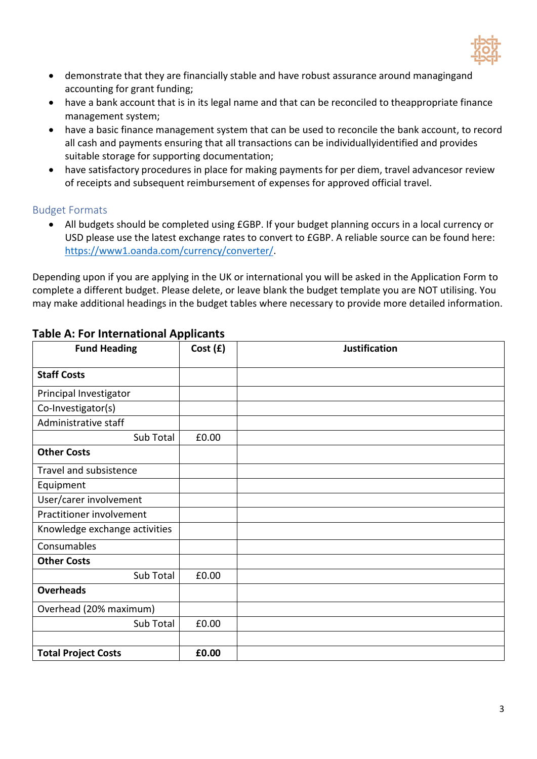- demonstrate that they are financially stable and have robust assurance around managingand accounting for grant funding;
- have a bank account that is in its legal name and that can be reconciled to theappropriate finance management system;
- have a basic finance management system that can be used to reconcile the bank account, to record all cash and payments ensuring that all transactions can be individuallyidentified and provides suitable storage for supporting documentation;
- have satisfactory procedures in place for making payments for per diem, travel advancesor review of receipts and subsequent reimbursement of expenses for approved official travel.

## Budget Formats

- All budgets should be completed using £GBP. If your budget planning occurs in a local currency or USD please use the latest exchange rates to convert to £GBP. A reliable source can be found here: https://www1.oanda.com/currency/converter/.

Depending upon if you are applying in the UK or international you will be asked in the Application Form to complete a different budget. Please delete, or leave blank the budget template you are NOT utilising. You may make additional headings in the budget tables where necessary to provide more detailed information.

### Table A: For International Applicants

| Fund Heading | Cost (£) | Justification |
|---|---|---|
| **Staff Costs** | | |
| Principal Investigator | | |
| Co-Investigator(s) | | |
| Administrative staff | | |
| Sub Total | £0.00 | |
| **Other Costs** | | |
| Travel and subsistence | | |
| Equipment | | |
| User/carer involvement | | |
| Practitioner involvement | | |
| Knowledge exchange activities | | |
| Consumables | | |
| **Other Costs** | | |
| Sub Total | £0.00 | |
| **Overheads** | | |
| Overhead (20% maximum) | | |
| Sub Total | £0.00 | |
| | | |
| **Total Project Costs** | **£0.00** | |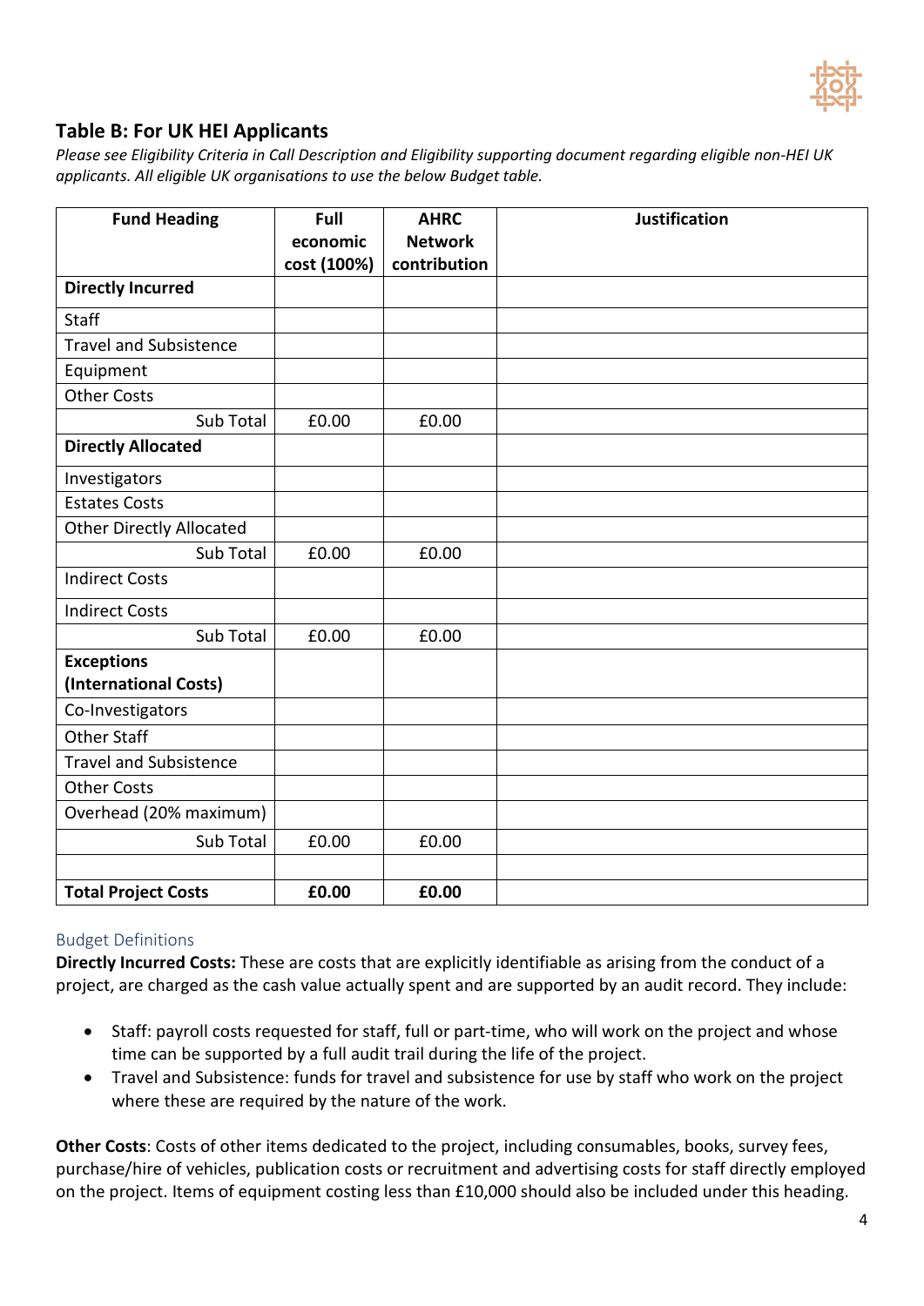## Table B: For UK HEI Applicants

*Please see Eligibility Criteria in Call Description and Eligibility supporting document regarding eligible non-HEI UK applicants. All eligible UK organisations to use the below Budget table.*

| Fund Heading | Full economic cost (100%) | AHRC Network contribution | Justification |
|---|---|---|---|
| **Directly Incurred** | | | |
| Staff | | | |
| Travel and Subsistence | | | |
| Equipment | | | |
| Other Costs | | | |
| Sub Total | £0.00 | £0.00 | |
| **Directly Allocated** | | | |
| Investigators | | | |
| Estates Costs | | | |
| Other Directly Allocated | | | |
| Sub Total | £0.00 | £0.00 | |
| Indirect Costs | | | |
| Indirect Costs | | | |
| Sub Total | £0.00 | £0.00 | |
| **Exceptions (International Costs)** | | | |
| Co-Investigators | | | |
| Other Staff | | | |
| Travel and Subsistence | | | |
| Other Costs | | | |
| Overhead (20% maximum) | | | |
| Sub Total | £0.00 | £0.00 | |
| | | | |
| **Total Project Costs** | **£0.00** | **£0.00** | |

### Budget Definitions

**Directly Incurred Costs:** These are costs that are explicitly identifiable as arising from the conduct of a project, are charged as the cash value actually spent and are supported by an audit record. They include:

- Staff: payroll costs requested for staff, full or part-time, who will work on the project and whose time can be supported by a full audit trail during the life of the project.
- Travel and Subsistence: funds for travel and subsistence for use by staff who work on the project where these are required by the nature of the work.

**Other Costs**: Costs of other items dedicated to the project, including consumables, books, survey fees, purchase/hire of vehicles, publication costs or recruitment and advertising costs for staff directly employed on the project. Items of equipment costing less than £10,000 should also be included under this heading.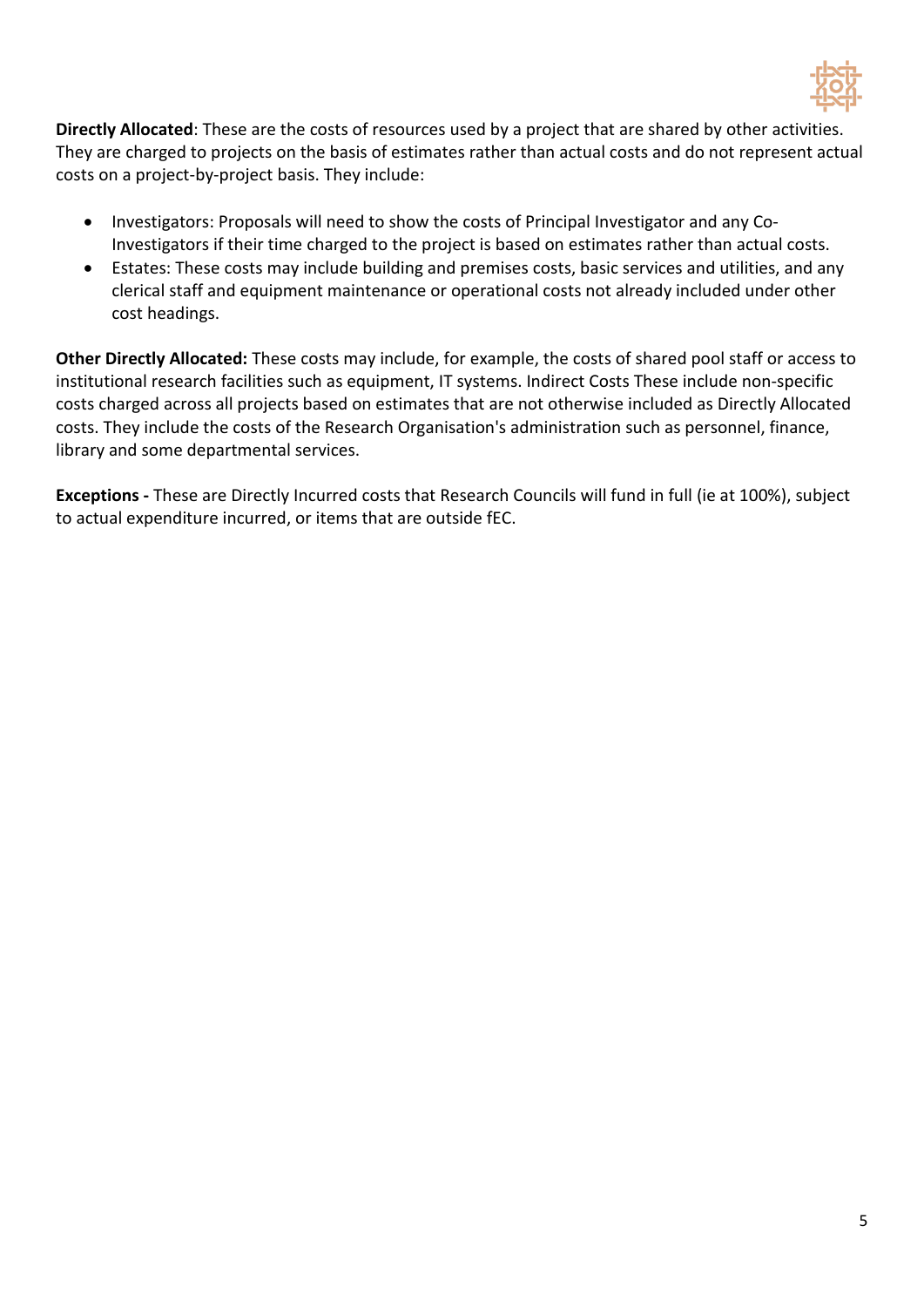**Directly Allocated**: These are the costs of resources used by a project that are shared by other activities. They are charged to projects on the basis of estimates rather than actual costs and do not represent actual costs on a project-by-project basis. They include:

- Investigators: Proposals will need to show the costs of Principal Investigator and any Co-Investigators if their time charged to the project is based on estimates rather than actual costs.
- Estates: These costs may include building and premises costs, basic services and utilities, and any clerical staff and equipment maintenance or operational costs not already included under other cost headings.

**Other Directly Allocated:** These costs may include, for example, the costs of shared pool staff or access to institutional research facilities such as equipment, IT systems. Indirect Costs These include non-specific costs charged across all projects based on estimates that are not otherwise included as Directly Allocated costs. They include the costs of the Research Organisation's administration such as personnel, finance, library and some departmental services.

**Exceptions -** These are Directly Incurred costs that Research Councils will fund in full (ie at 100%), subject to actual expenditure incurred, or items that are outside fEC.